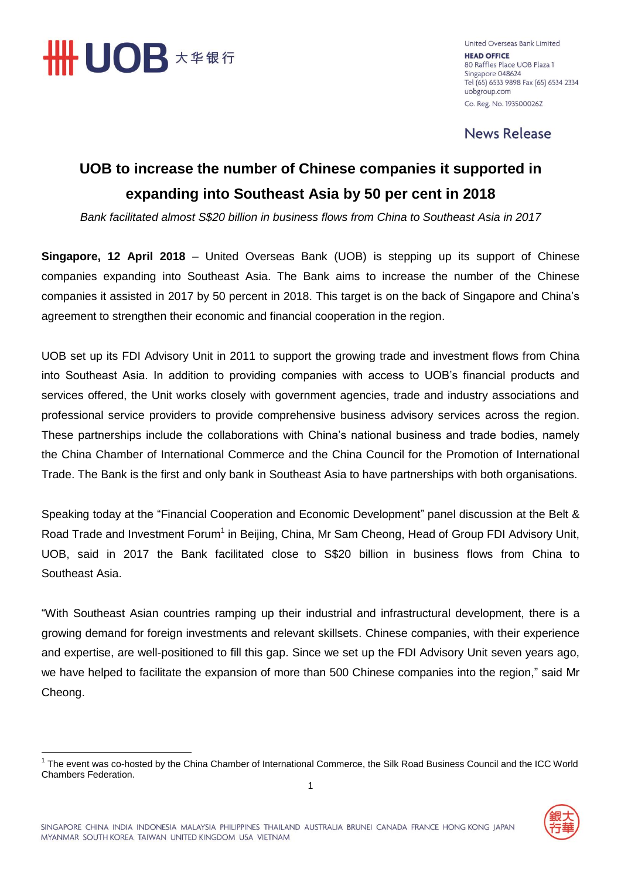United Overseas Bank Limited
**HEAD OFFICE**
80 Raffles Place UOB Plaza 1
Singapore 048624
Tel (65) 6533 9898 Fax (65) 6534 2334
uobgroup.com
Co. Reg. No. 193500026Z

News Release

# UOB to increase the number of Chinese companies it supported in expanding into Southeast Asia by 50 per cent in 2018

*Bank facilitated almost S$20 billion in business flows from China to Southeast Asia in 2017*

**Singapore, 12 April 2018** – United Overseas Bank (UOB) is stepping up its support of Chinese companies expanding into Southeast Asia. The Bank aims to increase the number of the Chinese companies it assisted in 2017 by 50 percent in 2018. This target is on the back of Singapore and China's agreement to strengthen their economic and financial cooperation in the region.

UOB set up its FDI Advisory Unit in 2011 to support the growing trade and investment flows from China into Southeast Asia. In addition to providing companies with access to UOB's financial products and services offered, the Unit works closely with government agencies, trade and industry associations and professional service providers to provide comprehensive business advisory services across the region. These partnerships include the collaborations with China's national business and trade bodies, namely the China Chamber of International Commerce and the China Council for the Promotion of International Trade. The Bank is the first and only bank in Southeast Asia to have partnerships with both organisations.

Speaking today at the "Financial Cooperation and Economic Development" panel discussion at the Belt & Road Trade and Investment Forum[1] in Beijing, China, Mr Sam Cheong, Head of Group FDI Advisory Unit, UOB, said in 2017 the Bank facilitated close to S$20 billion in business flows from China to Southeast Asia.

"With Southeast Asian countries ramping up their industrial and infrastructural development, there is a growing demand for foreign investments and relevant skillsets. Chinese companies, with their experience and expertise, are well-positioned to fill this gap. Since we set up the FDI Advisory Unit seven years ago, we have helped to facilitate the expansion of more than 500 Chinese companies into the region," said Mr Cheong.

[1] The event was co-hosted by the China Chamber of International Commerce, the Silk Road Business Council and the ICC World Chambers Federation.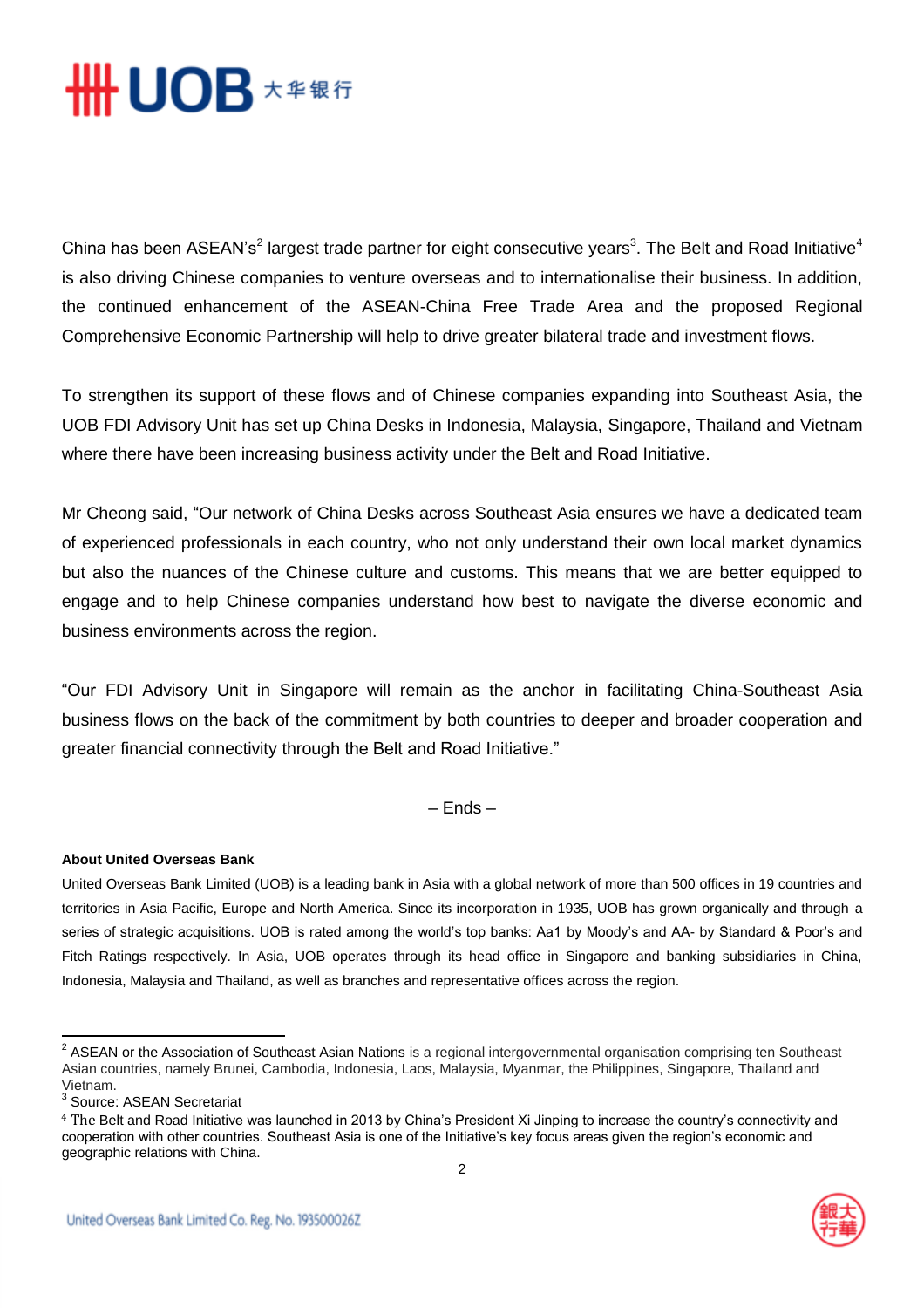China has been ASEAN's[2] largest trade partner for eight consecutive years[3]. The Belt and Road Initiative[4] is also driving Chinese companies to venture overseas and to internationalise their business. In addition, the continued enhancement of the ASEAN-China Free Trade Area and the proposed Regional Comprehensive Economic Partnership will help to drive greater bilateral trade and investment flows.

To strengthen its support of these flows and of Chinese companies expanding into Southeast Asia, the UOB FDI Advisory Unit has set up China Desks in Indonesia, Malaysia, Singapore, Thailand and Vietnam where there have been increasing business activity under the Belt and Road Initiative.

Mr Cheong said, "Our network of China Desks across Southeast Asia ensures we have a dedicated team of experienced professionals in each country, who not only understand their own local market dynamics but also the nuances of the Chinese culture and customs. This means that we are better equipped to engage and to help Chinese companies understand how best to navigate the diverse economic and business environments across the region.

"Our FDI Advisory Unit in Singapore will remain as the anchor in facilitating China-Southeast Asia business flows on the back of the commitment by both countries to deeper and broader cooperation and greater financial connectivity through the Belt and Road Initiative."

– Ends –

**About United Overseas Bank**

United Overseas Bank Limited (UOB) is a leading bank in Asia with a global network of more than 500 offices in 19 countries and territories in Asia Pacific, Europe and North America. Since its incorporation in 1935, UOB has grown organically and through a series of strategic acquisitions. UOB is rated among the world's top banks: Aa1 by Moody's and AA- by Standard & Poor's and Fitch Ratings respectively. In Asia, UOB operates through its head office in Singapore and banking subsidiaries in China, Indonesia, Malaysia and Thailand, as well as branches and representative offices across the region.

---

[2] ASEAN or the Association of Southeast Asian Nations is a regional intergovernmental organisation comprising ten Southeast Asian countries, namely Brunei, Cambodia, Indonesia, Laos, Malaysia, Myanmar, the Philippines, Singapore, Thailand and Vietnam.

[3] Source: ASEAN Secretariat

[4] The Belt and Road Initiative was launched in 2013 by China's President Xi Jinping to increase the country's connectivity and cooperation with other countries. Southeast Asia is one of the Initiative's key focus areas given the region's economic and geographic relations with China.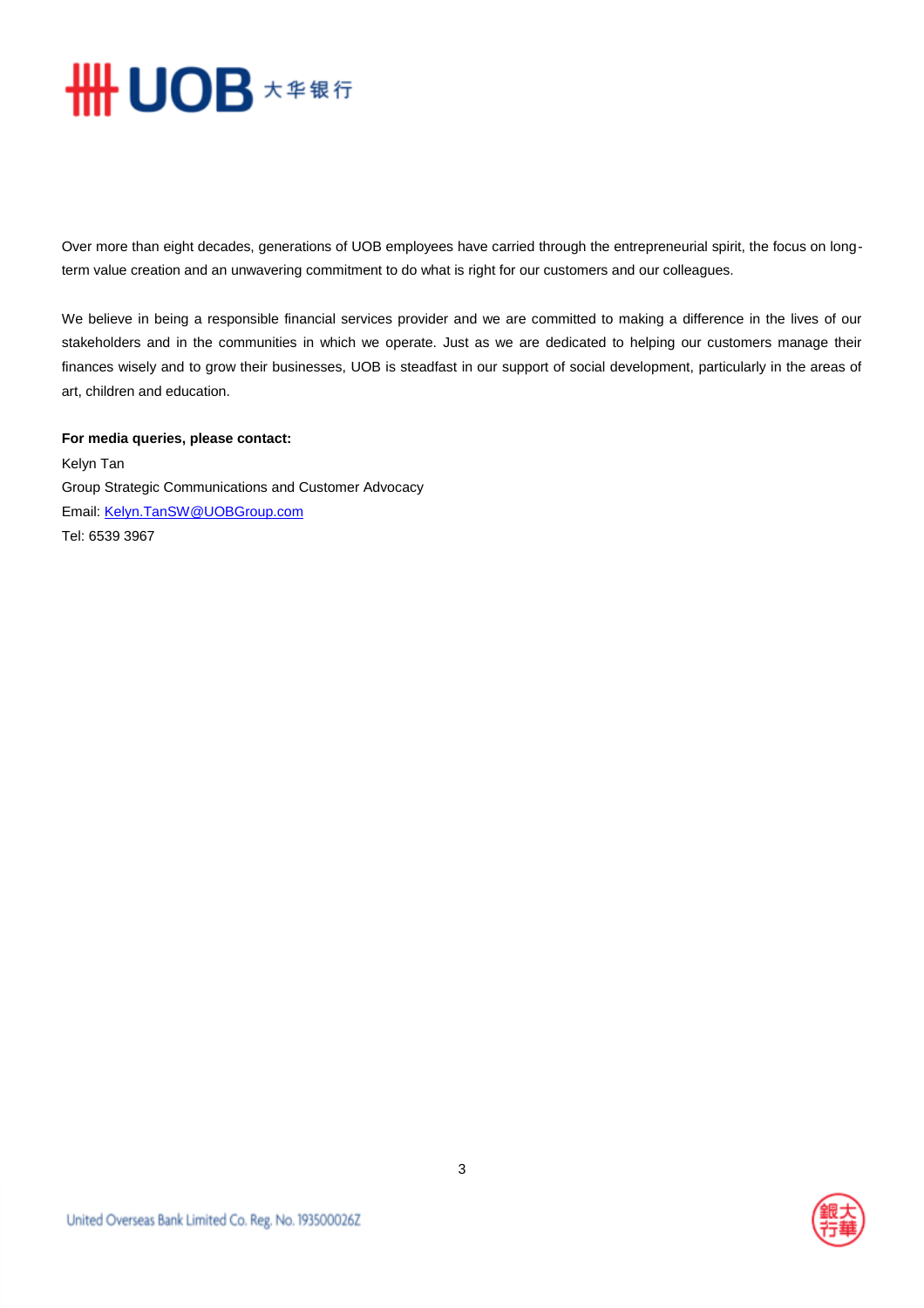Over more than eight decades, generations of UOB employees have carried through the entrepreneurial spirit, the focus on long-term value creation and an unwavering commitment to do what is right for our customers and our colleagues.

We believe in being a responsible financial services provider and we are committed to making a difference in the lives of our stakeholders and in the communities in which we operate. Just as we are dedicated to helping our customers manage their finances wisely and to grow their businesses, UOB is steadfast in our support of social development, particularly in the areas of art, children and education.

**For media queries, please contact:**

Kelyn Tan
Group Strategic Communications and Customer Advocacy
Email: Kelyn.TanSW@UOBGroup.com
Tel: 6539 3967